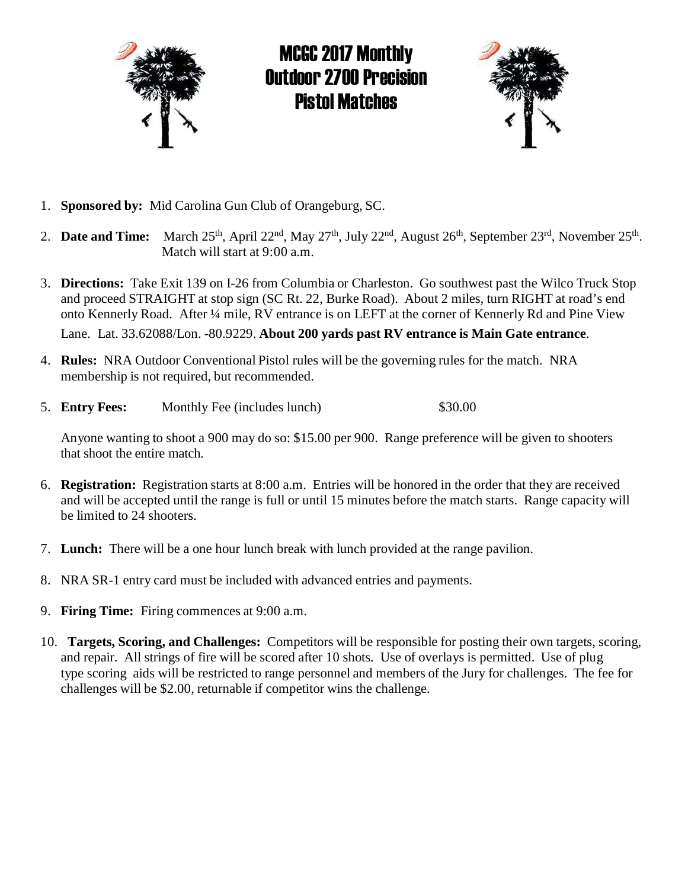# MCGC 2017 Monthly Outdoor 2700 Precision Pistol Matches

1. **Sponsored by:** Mid Carolina Gun Club of Orangeburg, SC.

2. **Date and Time:** March 25th, April 22nd, May 27th, July 22nd, August 26th, September 23rd, November 25th. Match will start at 9:00 a.m.

3. **Directions:** Take Exit 139 on I-26 from Columbia or Charleston. Go southwest past the Wilco Truck Stop and proceed STRAIGHT at stop sign (SC Rt. 22, Burke Road). About 2 miles, turn RIGHT at road's end onto Kennerly Road. After ¼ mile, RV entrance is on LEFT at the corner of Kennerly Rd and Pine View Lane. Lat. 33.62088/Lon. -80.9229. **About 200 yards past RV entrance is Main Gate entrance**.

4. **Rules:** NRA Outdoor Conventional Pistol rules will be the governing rules for the match. NRA membership is not required, but recommended.

5. **Entry Fees:** Monthly Fee (includes lunch) $30.00

   Anyone wanting to shoot a 900 may do so: $15.00 per 900. Range preference will be given to shooters that shoot the entire match.

6. **Registration:** Registration starts at 8:00 a.m. Entries will be honored in the order that they are received and will be accepted until the range is full or until 15 minutes before the match starts. Range capacity will be limited to 24 shooters.

7. **Lunch:** There will be a one hour lunch break with lunch provided at the range pavilion.

8. NRA SR-1 entry card must be included with advanced entries and payments.

9. **Firing Time:** Firing commences at 9:00 a.m.

10. **Targets, Scoring, and Challenges:** Competitors will be responsible for posting their own targets, scoring, and repair. All strings of fire will be scored after 10 shots. Use of overlays is permitted. Use of plug type scoring aids will be restricted to range personnel and members of the Jury for challenges. The fee for challenges will be $2.00, returnable if competitor wins the challenge.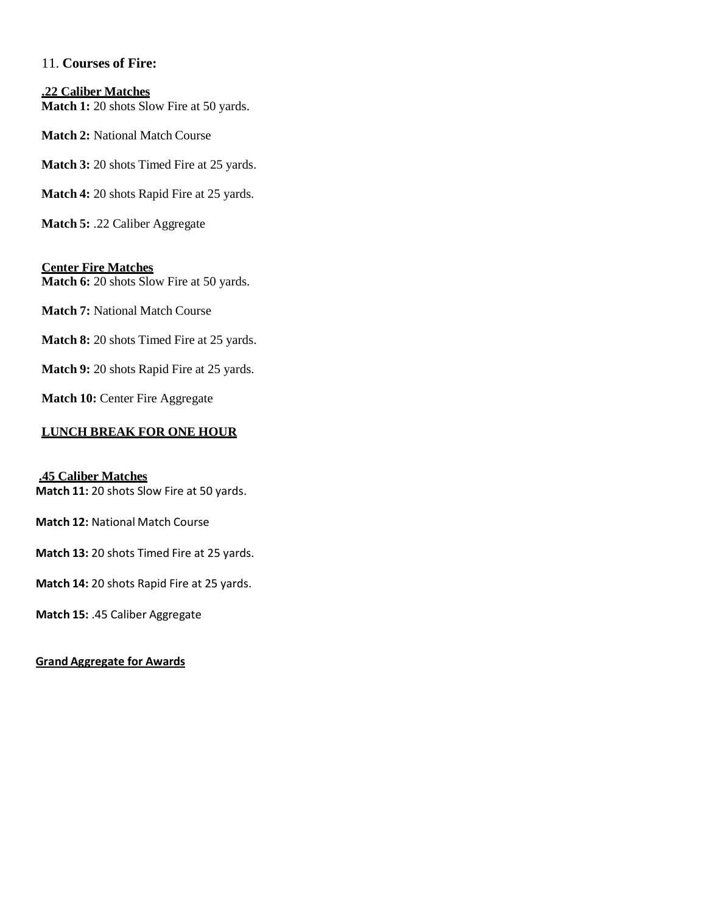## 11. **Courses of Fire:**

**.22 Caliber Matches**

**Match 1:** 20 shots Slow Fire at 50 yards.

**Match 2:** National Match Course

**Match 3:** 20 shots Timed Fire at 25 yards.

**Match 4:** 20 shots Rapid Fire at 25 yards.

**Match 5:** .22 Caliber Aggregate

**Center Fire Matches**

**Match 6:** 20 shots Slow Fire at 50 yards.

**Match 7:** National Match Course

**Match 8:** 20 shots Timed Fire at 25 yards.

**Match 9:** 20 shots Rapid Fire at 25 yards.

**Match 10:** Center Fire Aggregate

**LUNCH BREAK FOR ONE HOUR**

**.45 Caliber Matches**

**Match 11:** 20 shots Slow Fire at 50 yards.

**Match 12:** National Match Course

**Match 13:** 20 shots Timed Fire at 25 yards.

**Match 14:** 20 shots Rapid Fire at 25 yards.

**Match 15:** .45 Caliber Aggregate

**Grand Aggregate for Awards**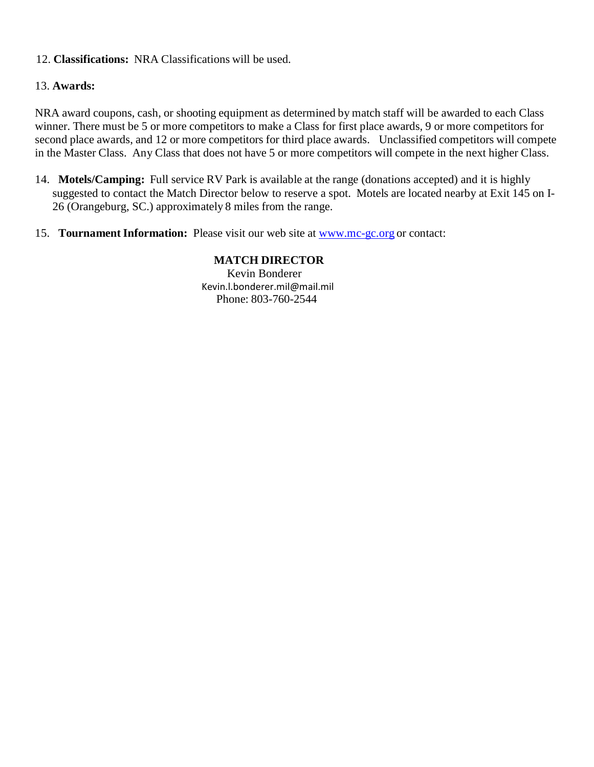12. **Classifications:** NRA Classifications will be used.

13. **Awards:**

NRA award coupons, cash, or shooting equipment as determined by match staff will be awarded to each Class winner. There must be 5 or more competitors to make a Class for first place awards, 9 or more competitors for second place awards, and 12 or more competitors for third place awards. Unclassified competitors will compete in the Master Class. Any Class that does not have 5 or more competitors will compete in the next higher Class.

14. **Motels/Camping:** Full service RV Park is available at the range (donations accepted) and it is highly suggested to contact the Match Director below to reserve a spot. Motels are located nearby at Exit 145 on I-26 (Orangeburg, SC.) approximately 8 miles from the range.

15. **Tournament Information:** Please visit our web site at [www.mc-gc.org](http://www.mc-gc.org) or contact:

**MATCH DIRECTOR**
Kevin Bonderer
Kevin.l.bonderer.mil@mail.mil
Phone: 803-760-2544